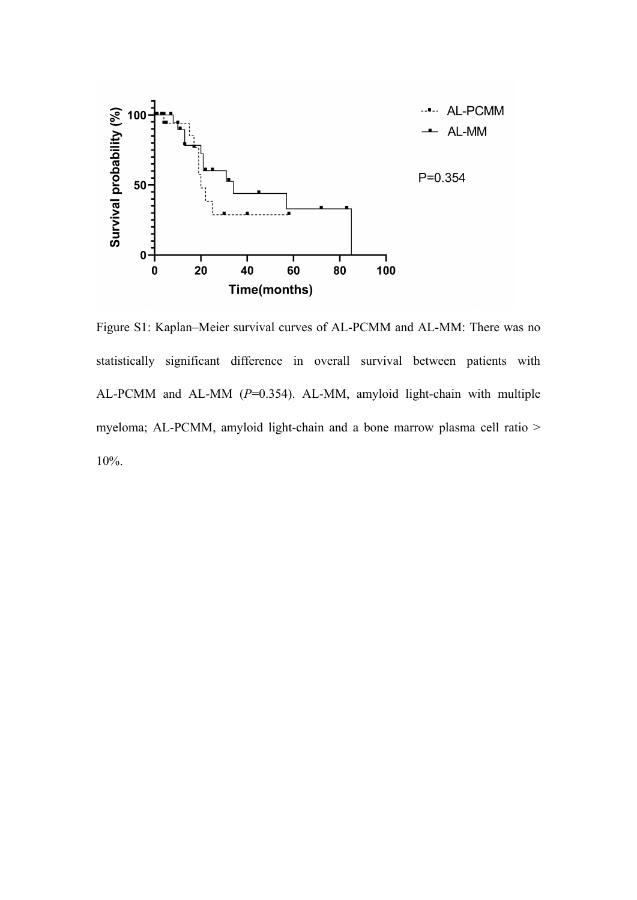Figure S1: Kaplan–Meier survival curves of AL-PCMM and AL-MM: There was no statistically significant difference in overall survival between patients with AL-PCMM and AL-MM (*P*=0.354). AL-MM, amyloid light-chain with multiple myeloma; AL-PCMM, amyloid light-chain and a bone marrow plasma cell ratio > 10%.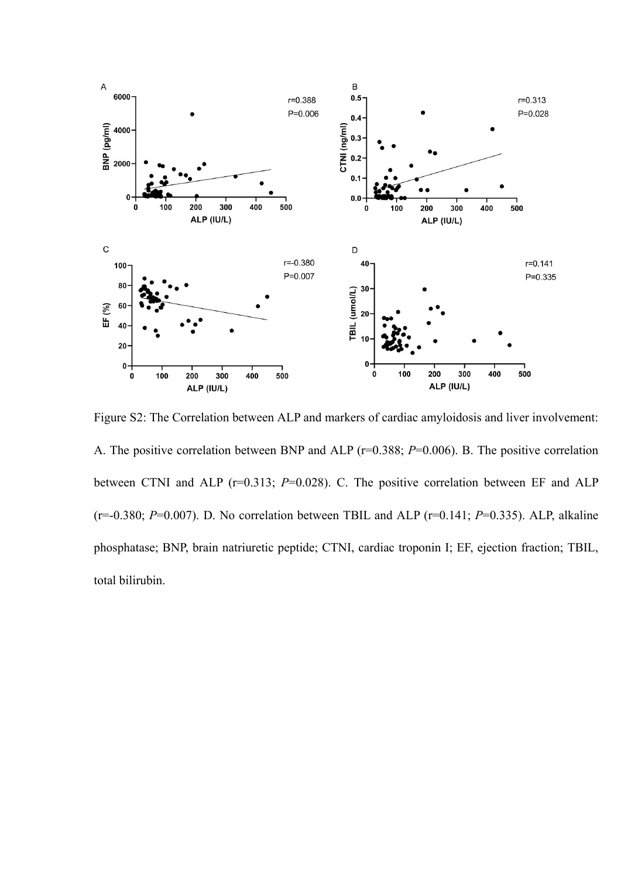Figure S2: The Correlation between ALP and markers of cardiac amyloidosis and liver involvement: A. The positive correlation between BNP and ALP (r=0.388; *P*=0.006). B. The positive correlation between CTNI and ALP (r=0.313; *P*=0.028). C. The positive correlation between EF and ALP (r=-0.380; *P*=0.007). D. No correlation between TBIL and ALP (r=0.141; *P*=0.335). ALP, alkaline phosphatase; BNP, brain natriuretic peptide; CTNI, cardiac troponin I; EF, ejection fraction; TBIL, total bilirubin.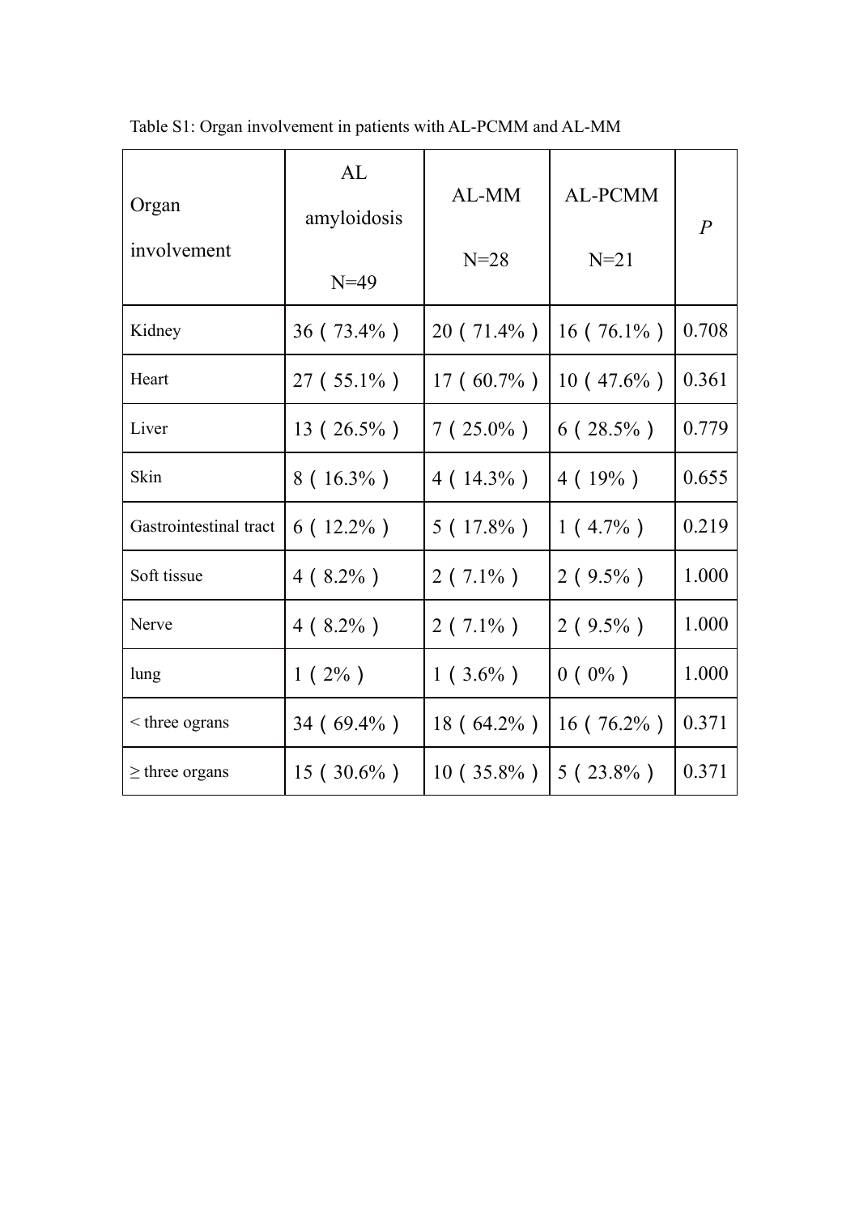Table S1: Organ involvement in patients with AL-PCMM and AL-MM

| Organ involvement | AL amyloidosis N=49 | AL-MM N=28 | AL-PCMM N=21 | *P* |
|---|---|---|---|---|
| Kidney | 36（73.4%） | 20（71.4%） | 16（76.1%） | 0.708 |
| Heart | 27（55.1%） | 17（60.7%） | 10（47.6%） | 0.361 |
| Liver | 13（26.5%） | 7（25.0%） | 6（28.5%） | 0.779 |
| Skin | 8（16.3%） | 4（14.3%） | 4（19%） | 0.655 |
| Gastrointestinal tract | 6（12.2%） | 5（17.8%） | 1（4.7%） | 0.219 |
| Soft tissue | 4（8.2%） | 2（7.1%） | 2（9.5%） | 1.000 |
| Nerve | 4（8.2%） | 2（7.1%） | 2（9.5%） | 1.000 |
| lung | 1（2%） | 1（3.6%） | 0（0%） | 1.000 |
| < three ograns | 34（69.4%） | 18（64.2%） | 16（76.2%） | 0.371 |
| ≥ three organs | 15（30.6%） | 10（35.8%） | 5（23.8%） | 0.371 |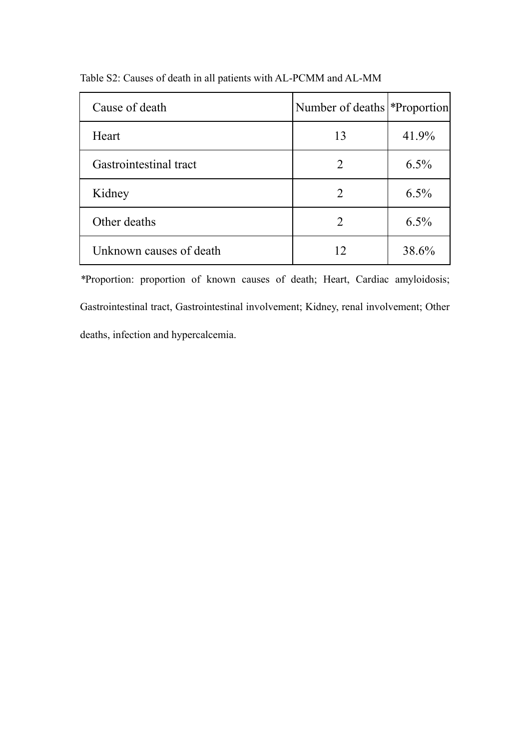Table S2: Causes of death in all patients with AL-PCMM and AL-MM

| Cause of death | Number of deaths | *Proportion |
| --- | --- | --- |
| Heart | 13 | 41.9% |
| Gastrointestinal tract | 2 | 6.5% |
| Kidney | 2 | 6.5% |
| Other deaths | 2 | 6.5% |
| Unknown causes of death | 12 | 38.6% |

*Proportion: proportion of known causes of death; Heart, Cardiac amyloidosis; Gastrointestinal tract, Gastrointestinal involvement; Kidney, renal involvement; Other deaths, infection and hypercalcemia.